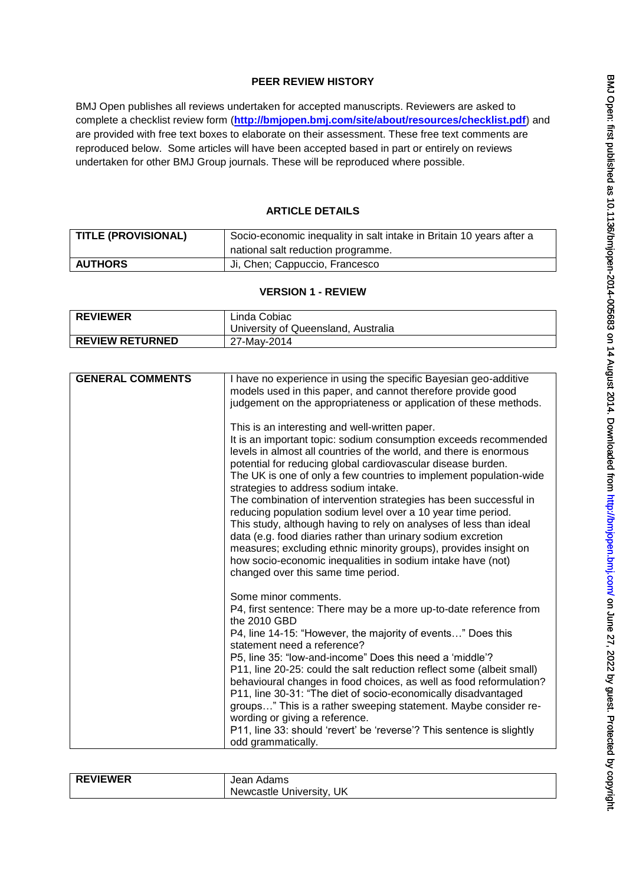## PEER REVIEW HISTORY

BMJ Open publishes all reviews undertaken for accepted manuscripts. Reviewers are asked to complete a checklist review form (**http://bmjopen.bmj.com/site/about/resources/checklist.pdf**) and are provided with free text boxes to elaborate on their assessment. These free text comments are reproduced below. Some articles will have been accepted based in part or entirely on reviews undertaken for other BMJ Group journals. These will be reproduced where possible.

## ARTICLE DETAILS

| | |
|---|---|
| **TITLE (PROVISIONAL)** | Socio-economic inequality in salt intake in Britain 10 years after a national salt reduction programme. |
| **AUTHORS** | Ji, Chen; Cappuccio, Francesco |

## VERSION 1 - REVIEW

| | |
|---|---|
| **REVIEWER** | Linda Cobiac<br>University of Queensland, Australia |
| **REVIEW RETURNED** | 27-May-2014 |

| | |
|---|---|
| **GENERAL COMMENTS** | I have no experience in using the specific Bayesian geo-additive models used in this paper, and cannot therefore provide good judgement on the appropriateness or application of these methods.<br><br>This is an interesting and well-written paper.<br>It is an important topic: sodium consumption exceeds recommended levels in almost all countries of the world, and there is enormous potential for reducing global cardiovascular disease burden.<br>The UK is one of only a few countries to implement population-wide strategies to address sodium intake.<br>The combination of intervention strategies has been successful in reducing population sodium level over a 10 year time period.<br>This study, although having to rely on analyses of less than ideal data (e.g. food diaries rather than urinary sodium excretion measures; excluding ethnic minority groups), provides insight on how socio-economic inequalities in sodium intake have (not) changed over this same time period.<br><br>Some minor comments.<br>P4, first sentence: There may be a more up-to-date reference from the 2010 GBD<br>P4, line 14-15: "However, the majority of events…" Does this statement need a reference?<br>P5, line 35: "low-and-income" Does this need a 'middle'?<br>P11, line 20-25: could the salt reduction reflect some (albeit small) behavioural changes in food choices, as well as food reformulation?<br>P11, line 30-31: "The diet of socio-economically disadvantaged groups…" This is a rather sweeping statement. Maybe consider re-wording or giving a reference.<br>P11, line 33: should 'revert' be 'reverse'? This sentence is slightly odd grammatically. |

| | |
|---|---|
| **REVIEWER** | Jean Adams<br>Newcastle University, UK |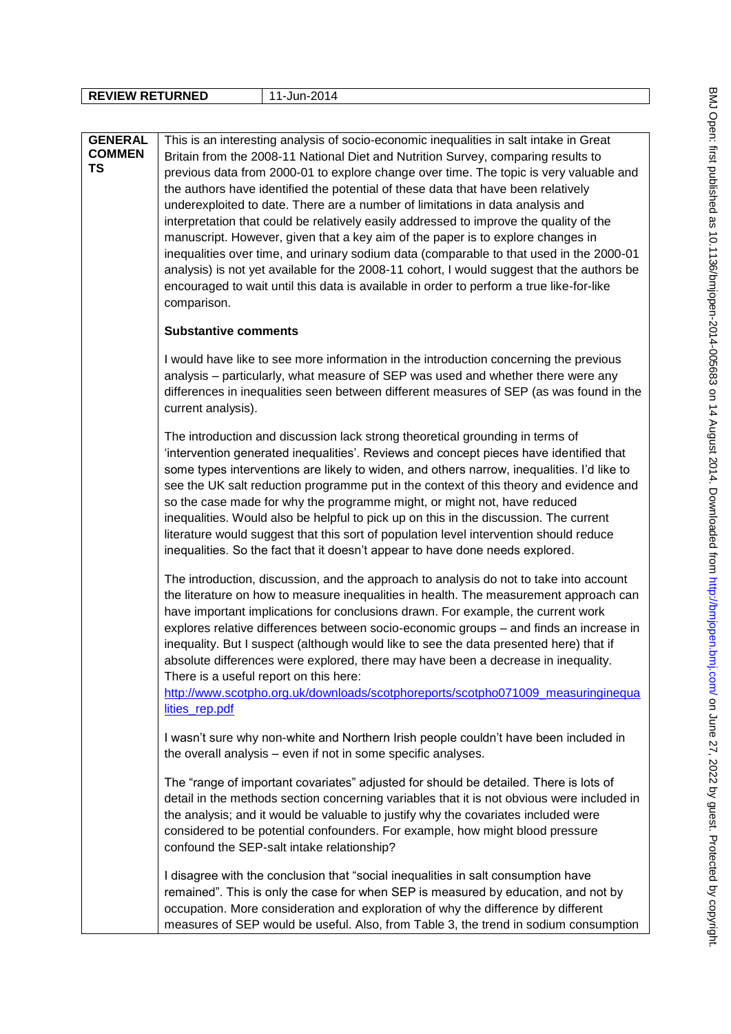| REVIEW RETURNED | 11-Jun-2014 |
| --- | --- |

| GENERAL COMMENTS | This is an interesting analysis of socio-economic inequalities in salt intake in Great Britain from the 2008-11 National Diet and Nutrition Survey, comparing results to previous data from 2000-01 to explore change over time. The topic is very valuable and the authors have identified the potential of these data that have been relatively underexploited to date. There are a number of limitations in data analysis and interpretation that could be relatively easily addressed to improve the quality of the manuscript. However, given that a key aim of the paper is to explore changes in inequalities over time, and urinary sodium data (comparable to that used in the 2000-01 analysis) is not yet available for the 2008-11 cohort, I would suggest that the authors be encouraged to wait until this data is available in order to perform a true like-for-like comparison.<br><br>**Substantive comments**<br><br>I would have like to see more information in the introduction concerning the previous analysis – particularly, what measure of SEP was used and whether there were any differences in inequalities seen between different measures of SEP (as was found in the current analysis).<br><br>The introduction and discussion lack strong theoretical grounding in terms of 'intervention generated inequalities'. Reviews and concept pieces have identified that some types interventions are likely to widen, and others narrow, inequalities. I'd like to see the UK salt reduction programme put in the context of this theory and evidence and so the case made for why the programme might, or might not, have reduced inequalities. Would also be helpful to pick up on this in the discussion. The current literature would suggest that this sort of population level intervention should reduce inequalities. So the fact that it doesn't appear to have done needs explored.<br><br>The introduction, discussion, and the approach to analysis do not to take into account the literature on how to measure inequalities in health. The measurement approach can have important implications for conclusions drawn. For example, the current work explores relative differences between socio-economic groups – and finds an increase in inequality. But I suspect (although would like to see the data presented here) that if absolute differences were explored, there may have been a decrease in inequality. There is a useful report on this here:<br>http://www.scotpho.org.uk/downloads/scotphoreports/scotpho071009_measuringinequalities_rep.pdf<br><br>I wasn't sure why non-white and Northern Irish people couldn't have been included in the overall analysis – even if not in some specific analyses.<br><br>The "range of important covariates" adjusted for should be detailed. There is lots of detail in the methods section concerning variables that it is not obvious were included in the analysis; and it would be valuable to justify why the covariates included were considered to be potential confounders. For example, how might blood pressure confound the SEP-salt intake relationship?<br><br>I disagree with the conclusion that "social inequalities in salt consumption have remained". This is only the case for when SEP is measured by education, and not by occupation. More consideration and exploration of why the difference by different measures of SEP would be useful. Also, from Table 3, the trend in sodium consumption |
| --- | --- |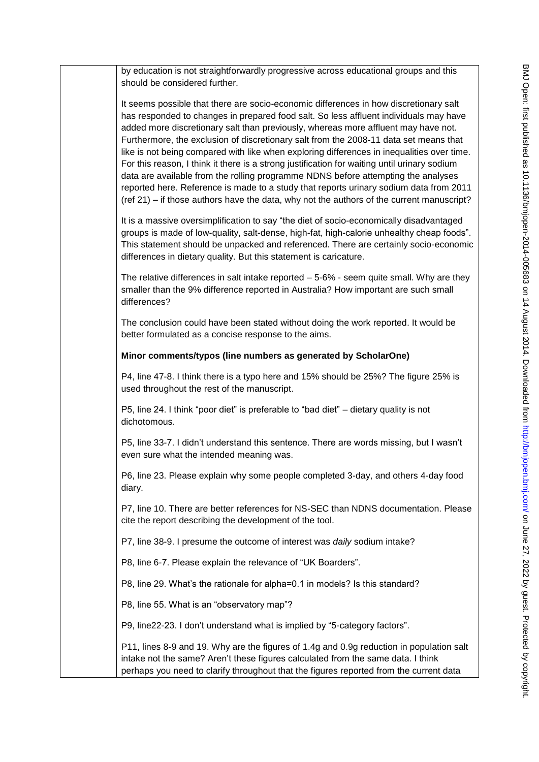by education is not straightforwardly progressive across educational groups and this should be considered further.

It seems possible that there are socio-economic differences in how discretionary salt has responded to changes in prepared food salt. So less affluent individuals may have added more discretionary salt than previously, whereas more affluent may have not. Furthermore, the exclusion of discretionary salt from the 2008-11 data set means that like is not being compared with like when exploring differences in inequalities over time. For this reason, I think it there is a strong justification for waiting until urinary sodium data are available from the rolling programme NDNS before attempting the analyses reported here. Reference is made to a study that reports urinary sodium data from 2011 (ref 21) – if those authors have the data, why not the authors of the current manuscript?

It is a massive oversimplification to say "the diet of socio-economically disadvantaged groups is made of low-quality, salt-dense, high-fat, high-calorie unhealthy cheap foods". This statement should be unpacked and referenced. There are certainly socio-economic differences in dietary quality. But this statement is caricature.

The relative differences in salt intake reported – 5-6% - seem quite small. Why are they smaller than the 9% difference reported in Australia? How important are such small differences?

The conclusion could have been stated without doing the work reported. It would be better formulated as a concise response to the aims.

**Minor comments/typos (line numbers as generated by ScholarOne)**

P4, line 47-8. I think there is a typo here and 15% should be 25%? The figure 25% is used throughout the rest of the manuscript.

P5, line 24. I think "poor diet" is preferable to "bad diet" – dietary quality is not dichotomous.

P5, line 33-7. I didn't understand this sentence. There are words missing, but I wasn't even sure what the intended meaning was.

P6, line 23. Please explain why some people completed 3-day, and others 4-day food diary.

P7, line 10. There are better references for NS-SEC than NDNS documentation. Please cite the report describing the development of the tool.

P7, line 38-9. I presume the outcome of interest was *daily* sodium intake?

P8, line 6-7. Please explain the relevance of "UK Boarders".

P8, line 29. What's the rationale for alpha=0.1 in models? Is this standard?

P8, line 55. What is an "observatory map"?

P9, line22-23. I don't understand what is implied by "5-category factors".

P11, lines 8-9 and 19. Why are the figures of 1.4g and 0.9g reduction in population salt intake not the same? Aren't these figures calculated from the same data. I think perhaps you need to clarify throughout that the figures reported from the current data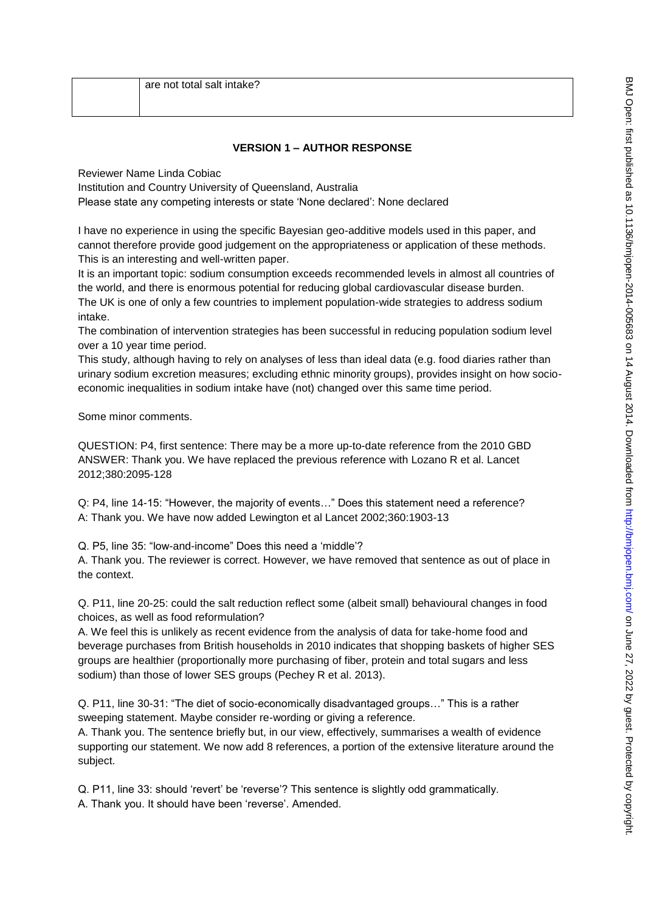| | are not total salt intake? |
|---|---|

## VERSION 1 – AUTHOR RESPONSE

Reviewer Name Linda Cobiac
Institution and Country University of Queensland, Australia
Please state any competing interests or state 'None declared': None declared

I have no experience in using the specific Bayesian geo-additive models used in this paper, and cannot therefore provide good judgement on the appropriateness or application of these methods. This is an interesting and well-written paper.

It is an important topic: sodium consumption exceeds recommended levels in almost all countries of the world, and there is enormous potential for reducing global cardiovascular disease burden.

The UK is one of only a few countries to implement population-wide strategies to address sodium intake.

The combination of intervention strategies has been successful in reducing population sodium level over a 10 year time period.

This study, although having to rely on analyses of less than ideal data (e.g. food diaries rather than urinary sodium excretion measures; excluding ethnic minority groups), provides insight on how socio-economic inequalities in sodium intake have (not) changed over this same time period.

Some minor comments.

QUESTION: P4, first sentence: There may be a more up-to-date reference from the 2010 GBD
ANSWER: Thank you. We have replaced the previous reference with Lozano R et al. Lancet 2012;380:2095-128

Q: P4, line 14-15: "However, the majority of events…" Does this statement need a reference?
A: Thank you. We have now added Lewington et al Lancet 2002;360:1903-13

Q. P5, line 35: "low-and-income" Does this need a 'middle'?
A. Thank you. The reviewer is correct. However, we have removed that sentence as out of place in the context.

Q. P11, line 20-25: could the salt reduction reflect some (albeit small) behavioural changes in food choices, as well as food reformulation?
A. We feel this is unlikely as recent evidence from the analysis of data for take-home food and beverage purchases from British households in 2010 indicates that shopping baskets of higher SES groups are healthier (proportionally more purchasing of fiber, protein and total sugars and less sodium) than those of lower SES groups (Pechey R et al. 2013).

Q. P11, line 30-31: "The diet of socio-economically disadvantaged groups…" This is a rather sweeping statement. Maybe consider re-wording or giving a reference.
A. Thank you. The sentence briefly but, in our view, effectively, summarises a wealth of evidence supporting our statement. We now add 8 references, a portion of the extensive literature around the subject.

Q. P11, line 33: should 'revert' be 'reverse'? This sentence is slightly odd grammatically.
A. Thank you. It should have been 'reverse'. Amended.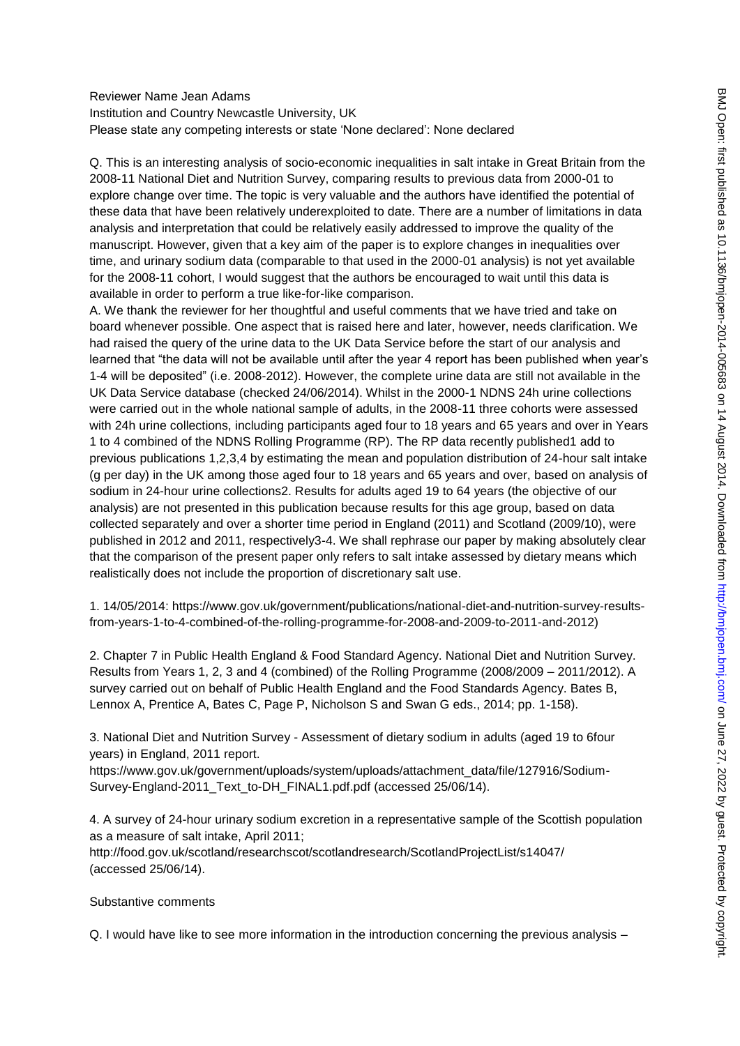Reviewer Name Jean Adams
Institution and Country Newcastle University, UK
Please state any competing interests or state 'None declared': None declared

Q. This is an interesting analysis of socio-economic inequalities in salt intake in Great Britain from the 2008-11 National Diet and Nutrition Survey, comparing results to previous data from 2000-01 to explore change over time. The topic is very valuable and the authors have identified the potential of these data that have been relatively underexploited to date. There are a number of limitations in data analysis and interpretation that could be relatively easily addressed to improve the quality of the manuscript. However, given that a key aim of the paper is to explore changes in inequalities over time, and urinary sodium data (comparable to that used in the 2000-01 analysis) is not yet available for the 2008-11 cohort, I would suggest that the authors be encouraged to wait until this data is available in order to perform a true like-for-like comparison.

A. We thank the reviewer for her thoughtful and useful comments that we have tried and take on board whenever possible. One aspect that is raised here and later, however, needs clarification. We had raised the query of the urine data to the UK Data Service before the start of our analysis and learned that "the data will not be available until after the year 4 report has been published when year's 1-4 will be deposited" (i.e. 2008-2012). However, the complete urine data are still not available in the UK Data Service database (checked 24/06/2014). Whilst in the 2000-1 NDNS 24h urine collections were carried out in the whole national sample of adults, in the 2008-11 three cohorts were assessed with 24h urine collections, including participants aged four to 18 years and 65 years and over in Years 1 to 4 combined of the NDNS Rolling Programme (RP). The RP data recently published1 add to previous publications 1,2,3,4 by estimating the mean and population distribution of 24-hour salt intake (g per day) in the UK among those aged four to 18 years and 65 years and over, based on analysis of sodium in 24-hour urine collections2. Results for adults aged 19 to 64 years (the objective of our analysis) are not presented in this publication because results for this age group, based on data collected separately and over a shorter time period in England (2011) and Scotland (2009/10), were published in 2012 and 2011, respectively3-4. We shall rephrase our paper by making absolutely clear that the comparison of the present paper only refers to salt intake assessed by dietary means which realistically does not include the proportion of discretionary salt use.

1. 14/05/2014: https://www.gov.uk/government/publications/national-diet-and-nutrition-survey-results-from-years-1-to-4-combined-of-the-rolling-programme-for-2008-and-2009-to-2011-and-2012)

2. Chapter 7 in Public Health England & Food Standard Agency. National Diet and Nutrition Survey. Results from Years 1, 2, 3 and 4 (combined) of the Rolling Programme (2008/2009 – 2011/2012). A survey carried out on behalf of Public Health England and the Food Standards Agency. Bates B, Lennox A, Prentice A, Bates C, Page P, Nicholson S and Swan G eds., 2014; pp. 1-158).

3. National Diet and Nutrition Survey - Assessment of dietary sodium in adults (aged 19 to 6four years) in England, 2011 report.
https://www.gov.uk/government/uploads/system/uploads/attachment_data/file/127916/Sodium-Survey-England-2011_Text_to-DH_FINAL1.pdf.pdf (accessed 25/06/14).

4. A survey of 24-hour urinary sodium excretion in a representative sample of the Scottish population as a measure of salt intake, April 2011;
http://food.gov.uk/scotland/researchscot/scotlandresearch/ScotlandProjectList/s14047/ (accessed 25/06/14).

Substantive comments

Q. I would have like to see more information in the introduction concerning the previous analysis –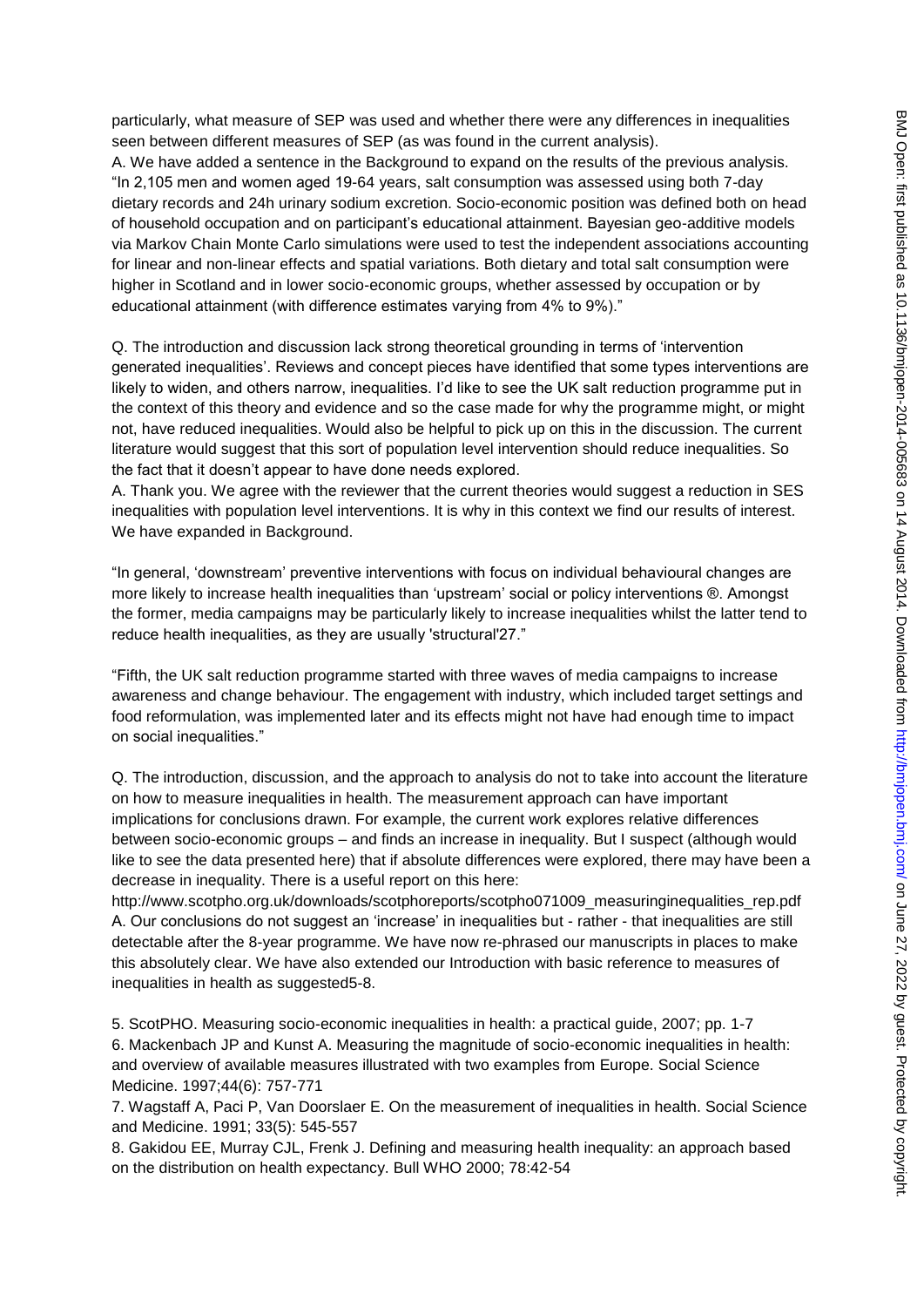particularly, what measure of SEP was used and whether there were any differences in inequalities seen between different measures of SEP (as was found in the current analysis).

A. We have added a sentence in the Background to expand on the results of the previous analysis. "In 2,105 men and women aged 19-64 years, salt consumption was assessed using both 7-day dietary records and 24h urinary sodium excretion. Socio-economic position was defined both on head of household occupation and on participant's educational attainment. Bayesian geo-additive models via Markov Chain Monte Carlo simulations were used to test the independent associations accounting for linear and non-linear effects and spatial variations. Both dietary and total salt consumption were higher in Scotland and in lower socio-economic groups, whether assessed by occupation or by educational attainment (with difference estimates varying from 4% to 9%)."

Q. The introduction and discussion lack strong theoretical grounding in terms of 'intervention generated inequalities'. Reviews and concept pieces have identified that some types interventions are likely to widen, and others narrow, inequalities. I'd like to see the UK salt reduction programme put in the context of this theory and evidence and so the case made for why the programme might, or might not, have reduced inequalities. Would also be helpful to pick up on this in the discussion. The current literature would suggest that this sort of population level intervention should reduce inequalities. So the fact that it doesn't appear to have done needs explored.

A. Thank you. We agree with the reviewer that the current theories would suggest a reduction in SES inequalities with population level interventions. It is why in this context we find our results of interest. We have expanded in Background.

"In general, 'downstream' preventive interventions with focus on individual behavioural changes are more likely to increase health inequalities than 'upstream' social or policy interventions ®. Amongst the former, media campaigns may be particularly likely to increase inequalities whilst the latter tend to reduce health inequalities, as they are usually 'structural'27."

"Fifth, the UK salt reduction programme started with three waves of media campaigns to increase awareness and change behaviour. The engagement with industry, which included target settings and food reformulation, was implemented later and its effects might not have had enough time to impact on social inequalities."

Q. The introduction, discussion, and the approach to analysis do not to take into account the literature on how to measure inequalities in health. The measurement approach can have important implications for conclusions drawn. For example, the current work explores relative differences between socio-economic groups – and finds an increase in inequality. But I suspect (although would like to see the data presented here) that if absolute differences were explored, there may have been a decrease in inequality. There is a useful report on this here: http://www.scotpho.org.uk/downloads/scotphoreports/scotpho071009_measuringinequalities_rep.pdf

A. Our conclusions do not suggest an 'increase' in inequalities but - rather - that inequalities are still detectable after the 8-year programme. We have now re-phrased our manuscripts in places to make this absolutely clear. We have also extended our Introduction with basic reference to measures of inequalities in health as suggested5-8.

5. ScotPHO. Measuring socio-economic inequalities in health: a practical guide, 2007; pp. 1-7
6. Mackenbach JP and Kunst A. Measuring the magnitude of socio-economic inequalities in health: and overview of available measures illustrated with two examples from Europe. Social Science Medicine. 1997;44(6): 757-771
7. Wagstaff A, Paci P, Van Doorslaer E. On the measurement of inequalities in health. Social Science and Medicine. 1991; 33(5): 545-557
8. Gakidou EE, Murray CJL, Frenk J. Defining and measuring health inequality: an approach based on the distribution on health expectancy. Bull WHO 2000; 78:42-54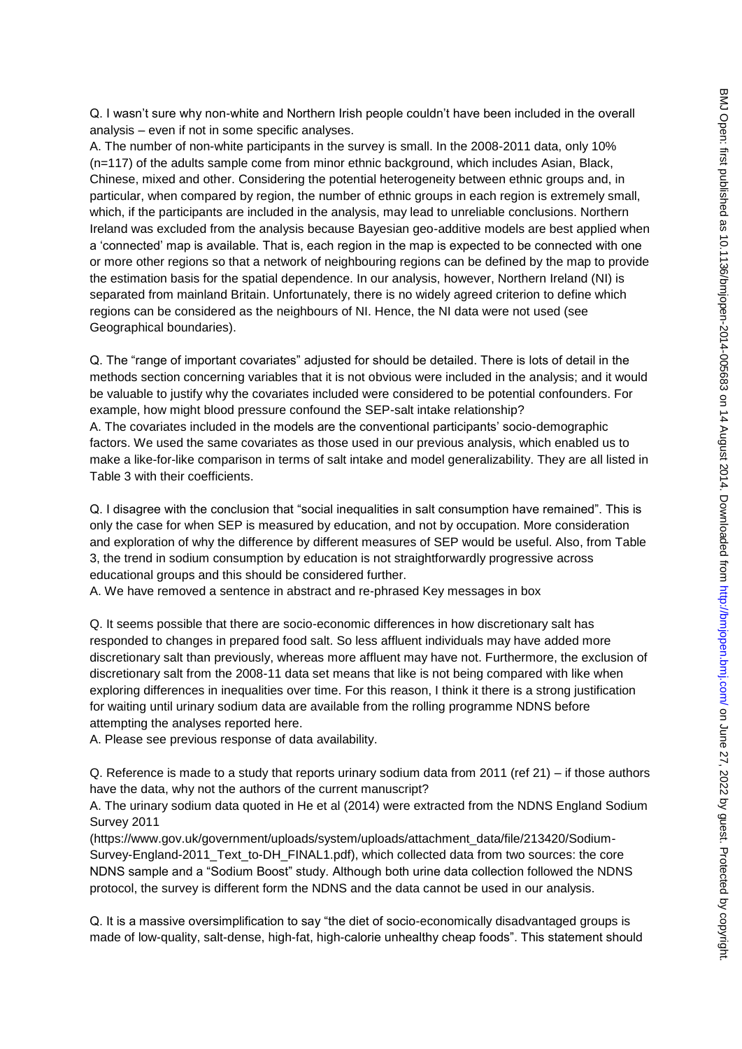Q. I wasn't sure why non-white and Northern Irish people couldn't have been included in the overall analysis – even if not in some specific analyses.

A. The number of non-white participants in the survey is small. In the 2008-2011 data, only 10% (n=117) of the adults sample come from minor ethnic background, which includes Asian, Black, Chinese, mixed and other. Considering the potential heterogeneity between ethnic groups and, in particular, when compared by region, the number of ethnic groups in each region is extremely small, which, if the participants are included in the analysis, may lead to unreliable conclusions. Northern Ireland was excluded from the analysis because Bayesian geo-additive models are best applied when a 'connected' map is available. That is, each region in the map is expected to be connected with one or more other regions so that a network of neighbouring regions can be defined by the map to provide the estimation basis for the spatial dependence. In our analysis, however, Northern Ireland (NI) is separated from mainland Britain. Unfortunately, there is no widely agreed criterion to define which regions can be considered as the neighbours of NI. Hence, the NI data were not used (see Geographical boundaries).

Q. The "range of important covariates" adjusted for should be detailed. There is lots of detail in the methods section concerning variables that it is not obvious were included in the analysis; and it would be valuable to justify why the covariates included were considered to be potential confounders. For example, how might blood pressure confound the SEP-salt intake relationship?

A. The covariates included in the models are the conventional participants' socio-demographic factors. We used the same covariates as those used in our previous analysis, which enabled us to make a like-for-like comparison in terms of salt intake and model generalizability. They are all listed in Table 3 with their coefficients.

Q. I disagree with the conclusion that "social inequalities in salt consumption have remained". This is only the case for when SEP is measured by education, and not by occupation. More consideration and exploration of why the difference by different measures of SEP would be useful. Also, from Table 3, the trend in sodium consumption by education is not straightforwardly progressive across educational groups and this should be considered further.

A. We have removed a sentence in abstract and re-phrased Key messages in box

Q. It seems possible that there are socio-economic differences in how discretionary salt has responded to changes in prepared food salt. So less affluent individuals may have added more discretionary salt than previously, whereas more affluent may have not. Furthermore, the exclusion of discretionary salt from the 2008-11 data set means that like is not being compared with like when exploring differences in inequalities over time. For this reason, I think it there is a strong justification for waiting until urinary sodium data are available from the rolling programme NDNS before attempting the analyses reported here.

A. Please see previous response of data availability.

Q. Reference is made to a study that reports urinary sodium data from 2011 (ref 21) – if those authors have the data, why not the authors of the current manuscript?

A. The urinary sodium data quoted in He et al (2014) were extracted from the NDNS England Sodium Survey 2011 (https://www.gov.uk/government/uploads/system/uploads/attachment_data/file/213420/Sodium-Survey-England-2011_Text_to-DH_FINAL1.pdf), which collected data from two sources: the core NDNS sample and a "Sodium Boost" study. Although both urine data collection followed the NDNS protocol, the survey is different form the NDNS and the data cannot be used in our analysis.

Q. It is a massive oversimplification to say "the diet of socio-economically disadvantaged groups is made of low-quality, salt-dense, high-fat, high-calorie unhealthy cheap foods". This statement should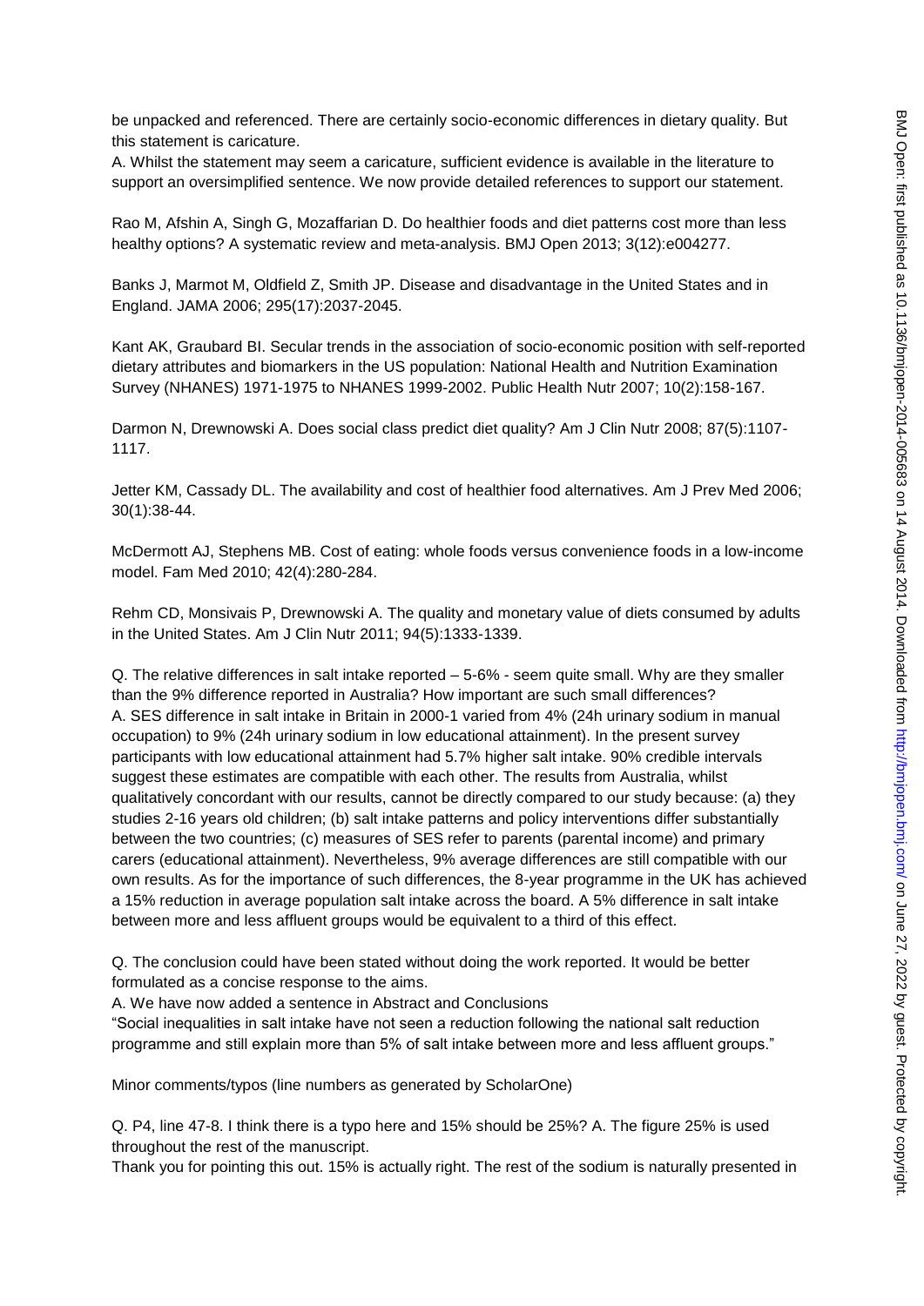be unpacked and referenced. There are certainly socio-economic differences in dietary quality. But this statement is caricature.

A. Whilst the statement may seem a caricature, sufficient evidence is available in the literature to support an oversimplified sentence. We now provide detailed references to support our statement.

Rao M, Afshin A, Singh G, Mozaffarian D. Do healthier foods and diet patterns cost more than less healthy options? A systematic review and meta-analysis. BMJ Open 2013; 3(12):e004277.

Banks J, Marmot M, Oldfield Z, Smith JP. Disease and disadvantage in the United States and in England. JAMA 2006; 295(17):2037-2045.

Kant AK, Graubard BI. Secular trends in the association of socio-economic position with self-reported dietary attributes and biomarkers in the US population: National Health and Nutrition Examination Survey (NHANES) 1971-1975 to NHANES 1999-2002. Public Health Nutr 2007; 10(2):158-167.

Darmon N, Drewnowski A. Does social class predict diet quality? Am J Clin Nutr 2008; 87(5):1107-1117.

Jetter KM, Cassady DL. The availability and cost of healthier food alternatives. Am J Prev Med 2006; 30(1):38-44.

McDermott AJ, Stephens MB. Cost of eating: whole foods versus convenience foods in a low-income model. Fam Med 2010; 42(4):280-284.

Rehm CD, Monsivais P, Drewnowski A. The quality and monetary value of diets consumed by adults in the United States. Am J Clin Nutr 2011; 94(5):1333-1339.

Q. The relative differences in salt intake reported – 5-6% - seem quite small. Why are they smaller than the 9% difference reported in Australia? How important are such small differences?

A. SES difference in salt intake in Britain in 2000-1 varied from 4% (24h urinary sodium in manual occupation) to 9% (24h urinary sodium in low educational attainment). In the present survey participants with low educational attainment had 5.7% higher salt intake. 90% credible intervals suggest these estimates are compatible with each other. The results from Australia, whilst qualitatively concordant with our results, cannot be directly compared to our study because: (a) they studies 2-16 years old children; (b) salt intake patterns and policy interventions differ substantially between the two countries; (c) measures of SES refer to parents (parental income) and primary carers (educational attainment). Nevertheless, 9% average differences are still compatible with our own results. As for the importance of such differences, the 8-year programme in the UK has achieved a 15% reduction in average population salt intake across the board. A 5% difference in salt intake between more and less affluent groups would be equivalent to a third of this effect.

Q. The conclusion could have been stated without doing the work reported. It would be better formulated as a concise response to the aims.

A. We have now added a sentence in Abstract and Conclusions

"Social inequalities in salt intake have not seen a reduction following the national salt reduction programme and still explain more than 5% of salt intake between more and less affluent groups."

Minor comments/typos (line numbers as generated by ScholarOne)

Q. P4, line 47-8. I think there is a typo here and 15% should be 25%? A. The figure 25% is used throughout the rest of the manuscript.

Thank you for pointing this out. 15% is actually right. The rest of the sodium is naturally presented in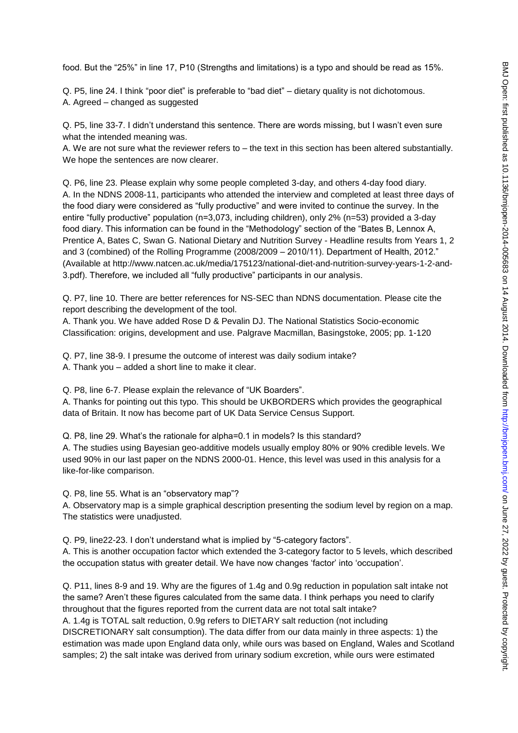food. But the "25%" in line 17, P10 (Strengths and limitations) is a typo and should be read as 15%.

Q. P5, line 24. I think "poor diet" is preferable to "bad diet" – dietary quality is not dichotomous.
A. Agreed – changed as suggested

Q. P5, line 33-7. I didn't understand this sentence. There are words missing, but I wasn't even sure what the intended meaning was.
A. We are not sure what the reviewer refers to – the text in this section has been altered substantially. We hope the sentences are now clearer.

Q. P6, line 23. Please explain why some people completed 3-day, and others 4-day food diary.
A. In the NDNS 2008-11, participants who attended the interview and completed at least three days of the food diary were considered as "fully productive" and were invited to continue the survey. In the entire "fully productive" population (n=3,073, including children), only 2% (n=53) provided a 3-day food diary. This information can be found in the "Methodology" section of the "Bates B, Lennox A, Prentice A, Bates C, Swan G. National Dietary and Nutrition Survey - Headline results from Years 1, 2 and 3 (combined) of the Rolling Programme (2008/2009 – 2010/11). Department of Health, 2012." (Available at http://www.natcen.ac.uk/media/175123/national-diet-and-nutrition-survey-years-1-2-and-3.pdf). Therefore, we included all "fully productive" participants in our analysis.

Q. P7, line 10. There are better references for NS-SEC than NDNS documentation. Please cite the report describing the development of the tool.
A. Thank you. We have added Rose D & Pevalin DJ. The National Statistics Socio-economic Classification: origins, development and use. Palgrave Macmillan, Basingstoke, 2005; pp. 1-120

Q. P7, line 38-9. I presume the outcome of interest was daily sodium intake?
A. Thank you – added a short line to make it clear.

Q. P8, line 6-7. Please explain the relevance of "UK Boarders".
A. Thanks for pointing out this typo. This should be UKBORDERS which provides the geographical data of Britain. It now has become part of UK Data Service Census Support.

Q. P8, line 29. What's the rationale for alpha=0.1 in models? Is this standard?
A. The studies using Bayesian geo-additive models usually employ 80% or 90% credible levels. We used 90% in our last paper on the NDNS 2000-01. Hence, this level was used in this analysis for a like-for-like comparison.

Q. P8, line 55. What is an "observatory map"?
A. Observatory map is a simple graphical description presenting the sodium level by region on a map. The statistics were unadjusted.

Q. P9, line22-23. I don't understand what is implied by "5-category factors".
A. This is another occupation factor which extended the 3-category factor to 5 levels, which described the occupation status with greater detail. We have now changes 'factor' into 'occupation'.

Q. P11, lines 8-9 and 19. Why are the figures of 1.4g and 0.9g reduction in population salt intake not the same? Aren't these figures calculated from the same data. I think perhaps you need to clarify throughout that the figures reported from the current data are not total salt intake?
A. 1.4g is TOTAL salt reduction, 0.9g refers to DIETARY salt reduction (not including DISCRETIONARY salt consumption). The data differ from our data mainly in three aspects: 1) the estimation was made upon England data only, while ours was based on England, Wales and Scotland samples; 2) the salt intake was derived from urinary sodium excretion, while ours were estimated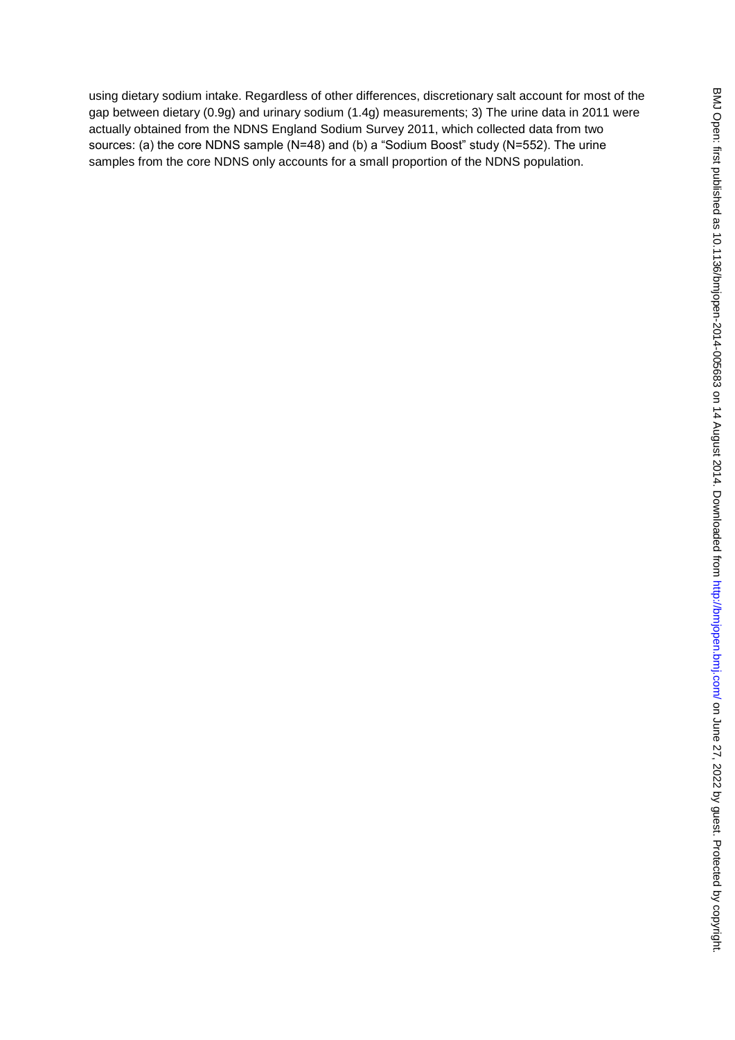using dietary sodium intake. Regardless of other differences, discretionary salt account for most of the gap between dietary (0.9g) and urinary sodium (1.4g) measurements; 3) The urine data in 2011 were actually obtained from the NDNS England Sodium Survey 2011, which collected data from two sources: (a) the core NDNS sample (N=48) and (b) a "Sodium Boost" study (N=552). The urine samples from the core NDNS only accounts for a small proportion of the NDNS population.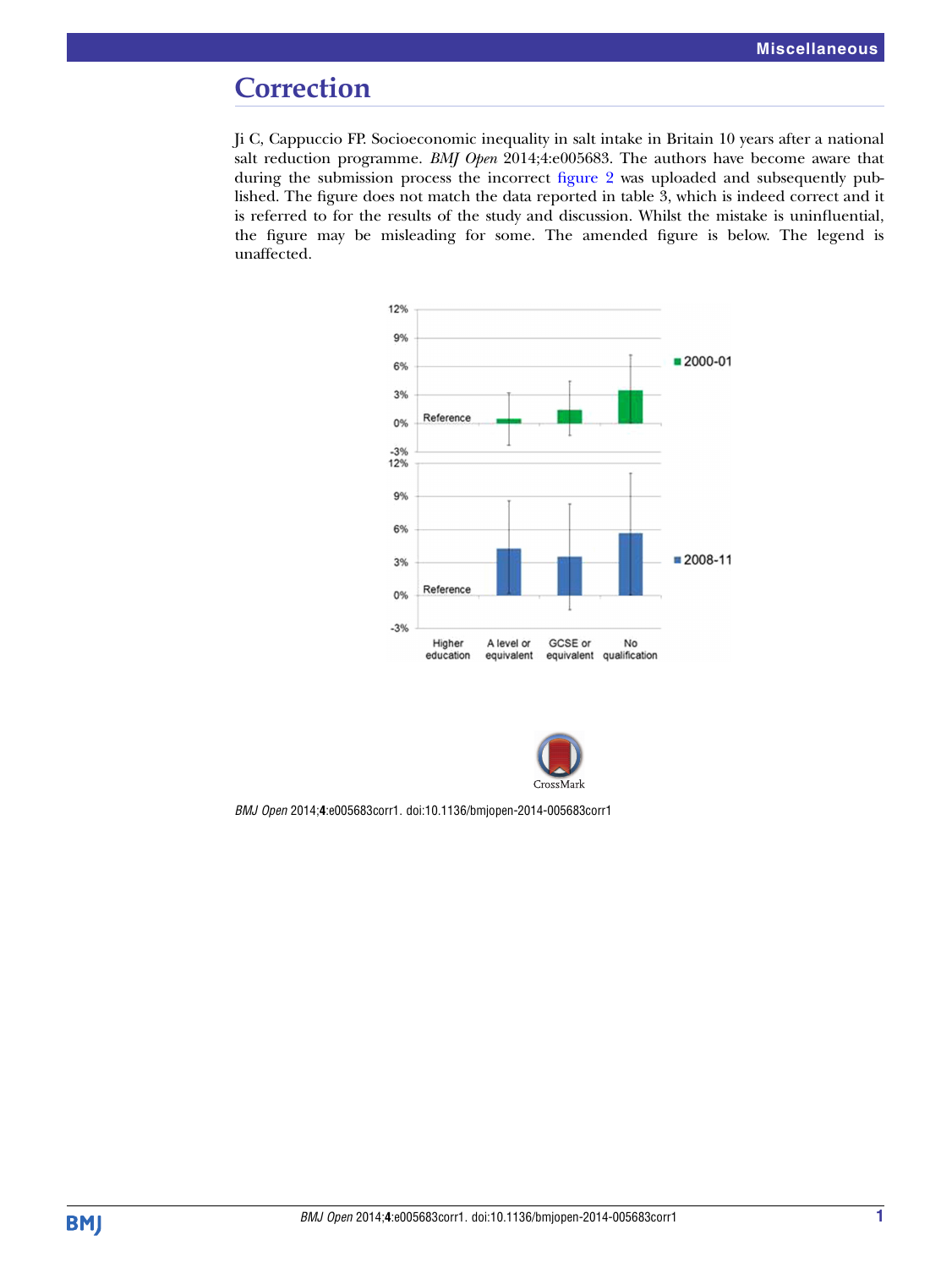# Correction

Ji C, Cappuccio FP. Socioeconomic inequality in salt intake in Britain 10 years after a national salt reduction programme. *BMJ Open* 2014;4:e005683. The authors have become aware that during the submission process the incorrect figure 2 was uploaded and subsequently published. The figure does not match the data reported in table 3, which is indeed correct and it is referred to for the results of the study and discussion. Whilst the mistake is uninfluential, the figure may be misleading for some. The amended figure is below. The legend is unaffected.

12%
9%
6%
3%
0%
-3%
Reference
2000-01

12%
9%
6%
3%
0%
-3%
Reference
2008-11

Higher education
A level or equivalent
GCSE or equivalent
No qualification

*BMJ Open* 2014;**4**:e005683corr1. doi:10.1136/bmjopen-2014-005683corr1